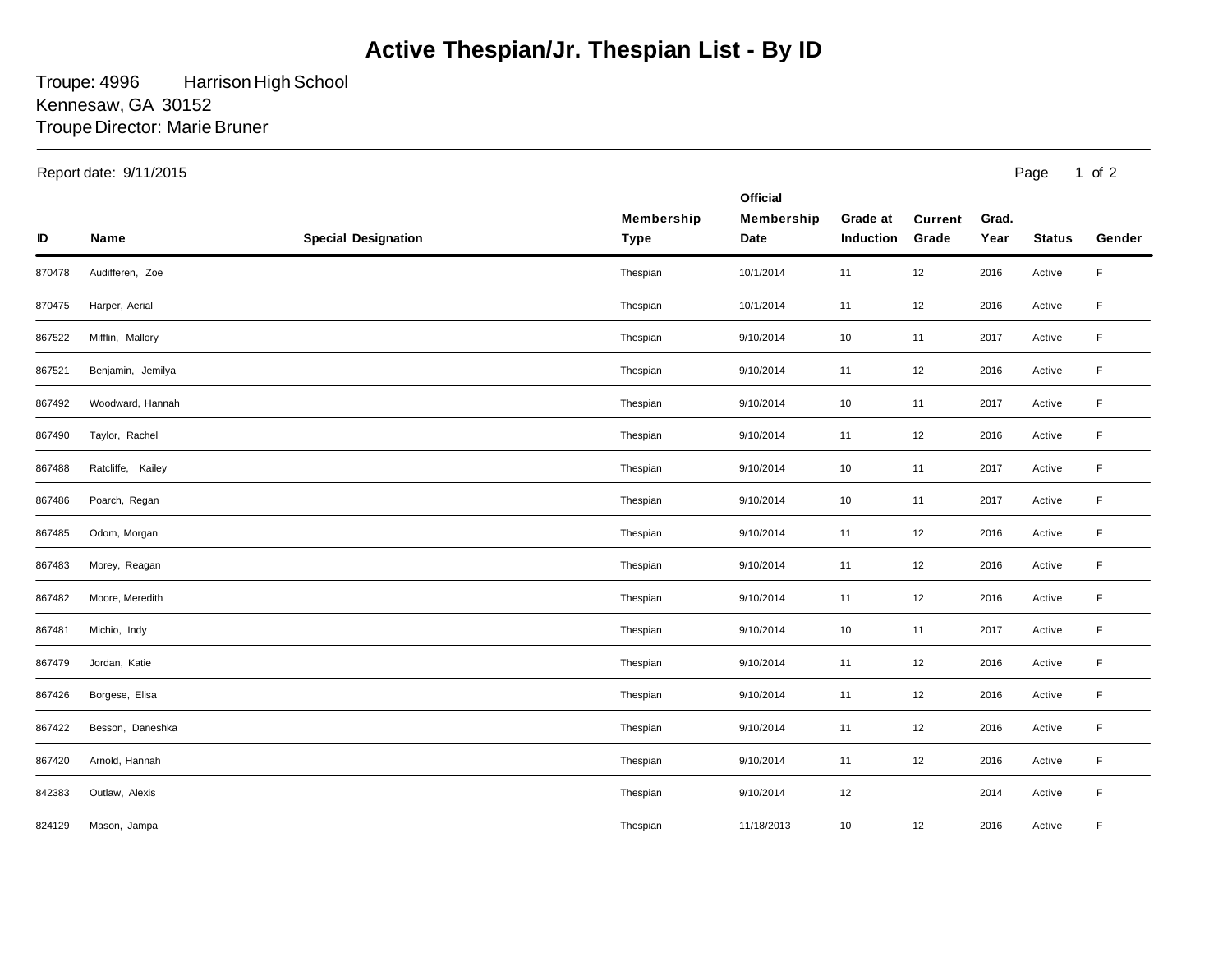# Active Thespian/Jr. Thespian List - By ID

Troupe: 4996 Harrison High School
Kennesaw, GA 30152
Troupe Director: Marie Bruner

Report date: 9/11/2015

| ID | Name | Special Designation | Membership Type | Official Membership Date | Grade at Induction | Current Grade | Grad. Year | Status | Gender |
|---|---|---|---|---|---|---|---|---|---|
| 870478 | Audifferen, Zoe | | Thespian | 10/1/2014 | 11 | 12 | 2016 | Active | F |
| 870475 | Harper, Aerial | | Thespian | 10/1/2014 | 11 | 12 | 2016 | Active | F |
| 867522 | Mifflin, Mallory | | Thespian | 9/10/2014 | 10 | 11 | 2017 | Active | F |
| 867521 | Benjamin, Jemilya | | Thespian | 9/10/2014 | 11 | 12 | 2016 | Active | F |
| 867492 | Woodward, Hannah | | Thespian | 9/10/2014 | 10 | 11 | 2017 | Active | F |
| 867490 | Taylor, Rachel | | Thespian | 9/10/2014 | 11 | 12 | 2016 | Active | F |
| 867488 | Ratcliffe, Kailey | | Thespian | 9/10/2014 | 10 | 11 | 2017 | Active | F |
| 867486 | Poarch, Regan | | Thespian | 9/10/2014 | 10 | 11 | 2017 | Active | F |
| 867485 | Odom, Morgan | | Thespian | 9/10/2014 | 11 | 12 | 2016 | Active | F |
| 867483 | Morey, Reagan | | Thespian | 9/10/2014 | 11 | 12 | 2016 | Active | F |
| 867482 | Moore, Meredith | | Thespian | 9/10/2014 | 11 | 12 | 2016 | Active | F |
| 867481 | Michio, Indy | | Thespian | 9/10/2014 | 10 | 11 | 2017 | Active | F |
| 867479 | Jordan, Katie | | Thespian | 9/10/2014 | 11 | 12 | 2016 | Active | F |
| 867426 | Borgese, Elisa | | Thespian | 9/10/2014 | 11 | 12 | 2016 | Active | F |
| 867422 | Besson, Daneshka | | Thespian | 9/10/2014 | 11 | 12 | 2016 | Active | F |
| 867420 | Arnold, Hannah | | Thespian | 9/10/2014 | 11 | 12 | 2016 | Active | F |
| 842383 | Outlaw, Alexis | | Thespian | 9/10/2014 | 12 | | 2014 | Active | F |
| 824129 | Mason, Jampa | | Thespian | 11/18/2013 | 10 | 12 | 2016 | Active | F |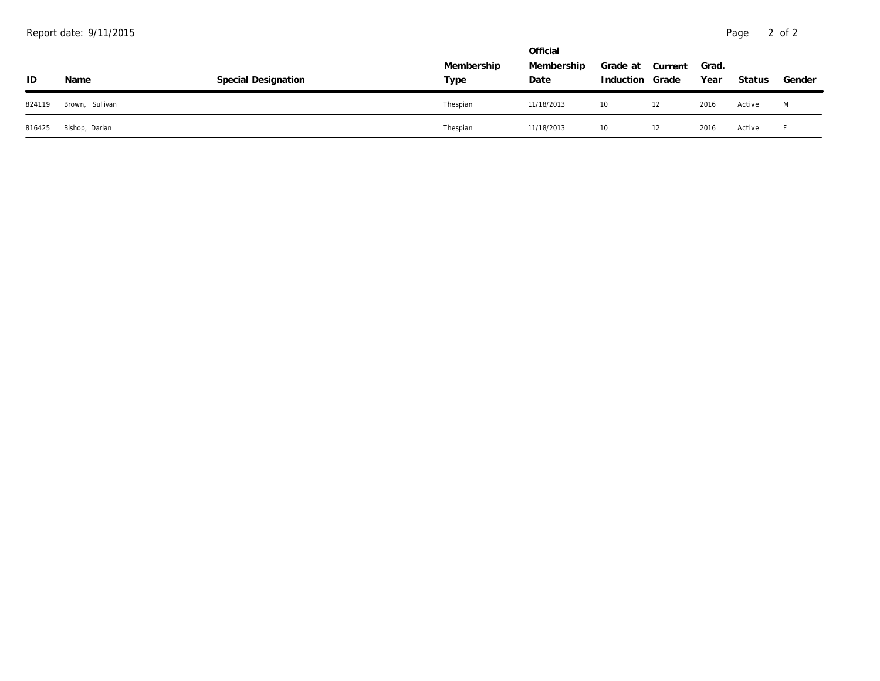Report date: 9/11/2015

| ID | Name | Special Designation | Membership Type | Official Membership Date | Grade at Induction | Current Grade | Grad. Year | Status | Gender |
|---|---|---|---|---|---|---|---|---|---|
| 824119 | Brown, Sullivan | | Thespian | 11/18/2013 | 10 | 12 | 2016 | Active | M |
| 816425 | Bishop, Darian | | Thespian | 11/18/2013 | 10 | 12 | 2016 | Active | F |